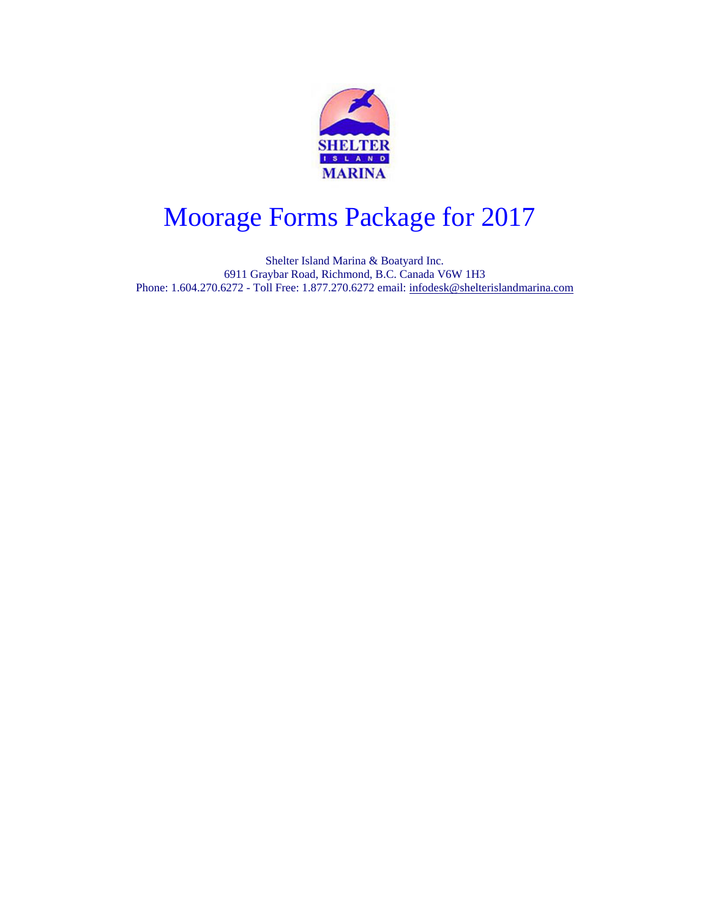SHELTER ISLAND MARINA

# Moorage Forms Package for 2017

Shelter Island Marina & Boatyard Inc.
6911 Graybar Road, Richmond, B.C. Canada V6W 1H3
Phone: 1.604.270.6272 - Toll Free: 1.877.270.6272 email: infodesk@shelterislandmarina.com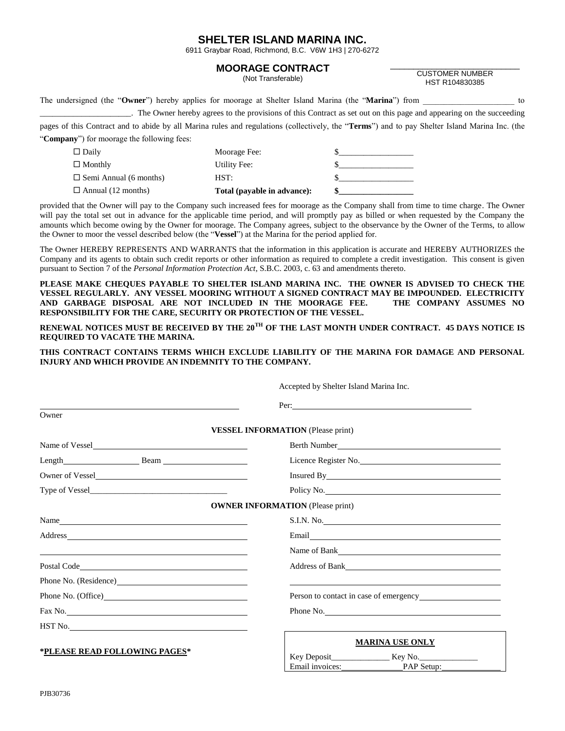# SHELTER ISLAND MARINA INC.

6911 Graybar Road, Richmond, B.C. V6W 1H3 | 270-6272

## MOORAGE CONTRACT

(Not Transferable)

\_\_\_\_\_\_\_\_\_\_\_\_\_\_\_\_\_\_\_\_\_\_\_\_\_\_\_\_
CUSTOMER NUMBER
HST R104830385

The undersigned (the "**Owner**") hereby applies for moorage at Shelter Island Marina (the "**Marina**") from \_\_\_\_\_\_\_\_\_\_\_\_\_\_\_\_\_\_\_\_\_\_ to \_\_\_\_\_\_\_\_\_\_\_\_\_\_\_\_\_\_\_\_\_\_. The Owner hereby agrees to the provisions of this Contract as set out on this page and appearing on the succeeding pages of this Contract and to abide by all Marina rules and regulations (collectively, the "**Terms**") and to pay Shelter Island Marina Inc. (the "**Company**") for moorage the following fees:

| | | |
|---|---|---|
| ☐ Daily | Moorage Fee: | $\_\_\_\_\_\_\_\_\_\_\_\_\_\_\_\_\_\_ |
| ☐ Monthly | Utility Fee: | $\_\_\_\_\_\_\_\_\_\_\_\_\_\_\_\_\_\_ |
| ☐ Semi Annual (6 months) | HST: | $\_\_\_\_\_\_\_\_\_\_\_\_\_\_\_\_\_\_ |
| ☐ Annual (12 months) | **Total (payable in advance):** | **$\_\_\_\_\_\_\_\_\_\_\_\_\_\_\_\_\_\_** |

provided that the Owner will pay to the Company such increased fees for moorage as the Company shall from time to time charge. The Owner will pay the total set out in advance for the applicable time period, and will promptly pay as billed or when requested by the Company the amounts which become owing by the Owner for moorage. The Company agrees, subject to the observance by the Owner of the Terms, to allow the Owner to moor the vessel described below (the "**Vessel**") at the Marina for the period applied for.

The Owner HEREBY REPRESENTS AND WARRANTS that the information in this application is accurate and HEREBY AUTHORIZES the Company and its agents to obtain such credit reports or other information as required to complete a credit investigation. This consent is given pursuant to Section 7 of the *Personal Information Protection Act*, S.B.C. 2003, c. 63 and amendments thereto.

**PLEASE MAKE CHEQUES PAYABLE TO SHELTER ISLAND MARINA INC. THE OWNER IS ADVISED TO CHECK THE VESSEL REGULARLY. ANY VESSEL MOORING WITHOUT A SIGNED CONTRACT MAY BE IMPOUNDED. ELECTRICITY AND GARBAGE DISPOSAL ARE NOT INCLUDED IN THE MOORAGE FEE. THE COMPANY ASSUMES NO RESPONSIBILITY FOR THE CARE, SECURITY OR PROTECTION OF THE VESSEL.**

**RENEWAL NOTICES MUST BE RECEIVED BY THE 20TH OF THE LAST MONTH UNDER CONTRACT. 45 DAYS NOTICE IS REQUIRED TO VACATE THE MARINA.**

**THIS CONTRACT CONTAINS TERMS WHICH EXCLUDE LIABILITY OF THE MARINA FOR DAMAGE AND PERSONAL INJURY AND WHICH PROVIDE AN INDEMNITY TO THE COMPANY.**

Accepted by Shelter Island Marina Inc.

\_\_\_\_\_\_\_\_\_\_\_\_\_\_\_\_\_\_\_\_\_\_\_\_\_\_\_\_\_\_\_\_\_\_\_\_\_\_\_\_ Per: \_\_\_\_\_\_\_\_\_\_\_\_\_\_\_\_\_\_\_\_\_\_\_\_\_\_\_\_\_\_\_\_\_\_\_\_\_\_\_\_
Owner

**VESSEL INFORMATION** (Please print)

Name of Vessel \_\_\_\_\_\_\_\_\_\_\_\_\_\_\_\_\_\_\_\_\_\_\_\_\_\_\_\_\_\_ Berth Number \_\_\_\_\_\_\_\_\_\_\_\_\_\_\_\_\_\_\_\_\_\_\_\_\_\_\_\_\_\_

Length \_\_\_\_\_\_\_\_\_\_\_\_\_\_ Beam \_\_\_\_\_\_\_\_\_\_\_\_\_\_ Licence Register No. \_\_\_\_\_\_\_\_\_\_\_\_\_\_\_\_\_\_\_\_\_\_\_\_\_\_\_\_\_\_

Owner of Vessel \_\_\_\_\_\_\_\_\_\_\_\_\_\_\_\_\_\_\_\_\_\_\_\_\_\_\_\_\_\_ Insured By \_\_\_\_\_\_\_\_\_\_\_\_\_\_\_\_\_\_\_\_\_\_\_\_\_\_\_\_\_\_

Type of Vessel \_\_\_\_\_\_\_\_\_\_\_\_\_\_\_\_\_\_\_\_\_\_\_\_\_\_\_\_\_\_ Policy No. \_\_\_\_\_\_\_\_\_\_\_\_\_\_\_\_\_\_\_\_\_\_\_\_\_\_\_\_\_\_

**OWNER INFORMATION** (Please print)

Name \_\_\_\_\_\_\_\_\_\_\_\_\_\_\_\_\_\_\_\_\_\_\_\_\_\_\_\_\_\_ S.I.N. No. \_\_\_\_\_\_\_\_\_\_\_\_\_\_\_\_\_\_\_\_\_\_\_\_\_\_\_\_\_\_

Address \_\_\_\_\_\_\_\_\_\_\_\_\_\_\_\_\_\_\_\_\_\_\_\_\_\_\_\_\_\_ Email \_\_\_\_\_\_\_\_\_\_\_\_\_\_\_\_\_\_\_\_\_\_\_\_\_\_\_\_\_\_

\_\_\_\_\_\_\_\_\_\_\_\_\_\_\_\_\_\_\_\_\_\_\_\_\_\_\_\_\_\_ Name of Bank \_\_\_\_\_\_\_\_\_\_\_\_\_\_\_\_\_\_\_\_\_\_\_\_\_\_\_\_\_\_

Postal Code \_\_\_\_\_\_\_\_\_\_\_\_\_\_\_\_\_\_\_\_\_\_\_\_\_\_\_\_\_\_ Address of Bank \_\_\_\_\_\_\_\_\_\_\_\_\_\_\_\_\_\_\_\_\_\_\_\_\_\_\_\_\_\_

Phone No. (Residence) \_\_\_\_\_\_\_\_\_\_\_\_\_\_\_\_\_\_\_\_\_\_\_\_\_\_\_\_\_\_ \_\_\_\_\_\_\_\_\_\_\_\_\_\_\_\_\_\_\_\_\_\_\_\_\_\_\_\_\_\_

Phone No. (Office) \_\_\_\_\_\_\_\_\_\_\_\_\_\_\_\_\_\_\_\_\_\_\_\_\_\_\_\_\_\_ Person to contact in case of emergency \_\_\_\_\_\_\_\_\_\_\_\_\_\_\_\_\_\_\_\_

Fax No. \_\_\_\_\_\_\_\_\_\_\_\_\_\_\_\_\_\_\_\_\_\_\_\_\_\_\_\_\_\_ Phone No. \_\_\_\_\_\_\_\_\_\_\_\_\_\_\_\_\_\_\_\_\_\_\_\_\_\_\_\_\_\_

HST No. \_\_\_\_\_\_\_\_\_\_\_\_\_\_\_\_\_\_\_\_\_\_\_\_\_\_\_\_\_\_

**\*PLEASE READ FOLLOWING PAGES\***

**MARINA USE ONLY**

Key Deposit \_\_\_\_\_\_\_\_\_\_\_\_\_\_ Key No. \_\_\_\_\_\_\_\_\_\_\_\_\_\_
Email invoices: \_\_\_\_\_\_\_\_\_\_\_\_\_\_ PAP Setup: \_\_\_\_\_\_\_\_\_\_\_\_\_\_

PJB30736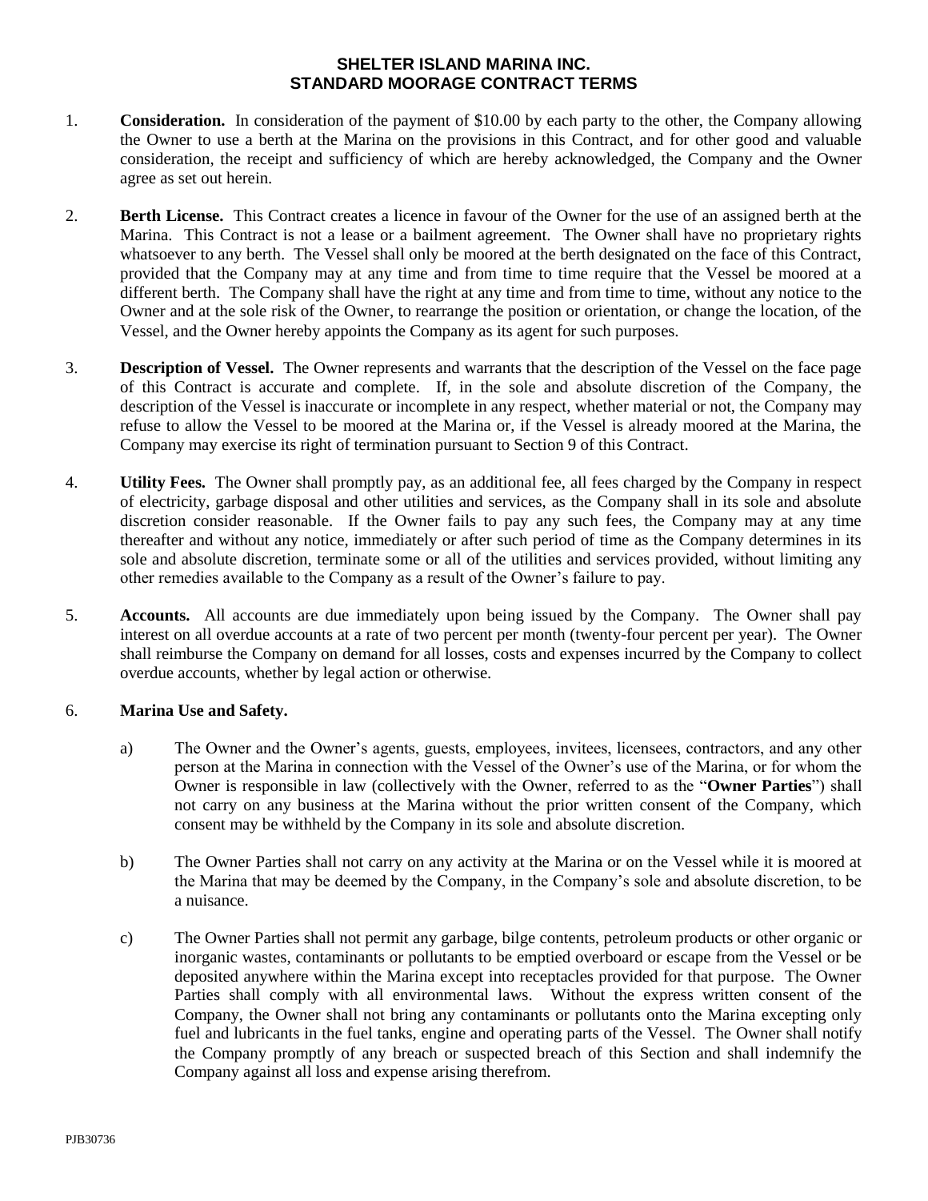# SHELTER ISLAND MARINA INC.
# STANDARD MOORAGE CONTRACT TERMS

1. **Consideration.** In consideration of the payment of $10.00 by each party to the other, the Company allowing the Owner to use a berth at the Marina on the provisions in this Contract, and for other good and valuable consideration, the receipt and sufficiency of which are hereby acknowledged, the Company and the Owner agree as set out herein.

2. **Berth License.** This Contract creates a licence in favour of the Owner for the use of an assigned berth at the Marina. This Contract is not a lease or a bailment agreement. The Owner shall have no proprietary rights whatsoever to any berth. The Vessel shall only be moored at the berth designated on the face of this Contract, provided that the Company may at any time and from time to time require that the Vessel be moored at a different berth. The Company shall have the right at any time and from time to time, without any notice to the Owner and at the sole risk of the Owner, to rearrange the position or orientation, or change the location, of the Vessel, and the Owner hereby appoints the Company as its agent for such purposes.

3. **Description of Vessel.** The Owner represents and warrants that the description of the Vessel on the face page of this Contract is accurate and complete. If, in the sole and absolute discretion of the Company, the description of the Vessel is inaccurate or incomplete in any respect, whether material or not, the Company may refuse to allow the Vessel to be moored at the Marina or, if the Vessel is already moored at the Marina, the Company may exercise its right of termination pursuant to Section 9 of this Contract.

4. **Utility Fees.** The Owner shall promptly pay, as an additional fee, all fees charged by the Company in respect of electricity, garbage disposal and other utilities and services, as the Company shall in its sole and absolute discretion consider reasonable. If the Owner fails to pay any such fees, the Company may at any time thereafter and without any notice, immediately or after such period of time as the Company determines in its sole and absolute discretion, terminate some or all of the utilities and services provided, without limiting any other remedies available to the Company as a result of the Owner's failure to pay.

5. **Accounts.** All accounts are due immediately upon being issued by the Company. The Owner shall pay interest on all overdue accounts at a rate of two percent per month (twenty-four percent per year). The Owner shall reimburse the Company on demand for all losses, costs and expenses incurred by the Company to collect overdue accounts, whether by legal action or otherwise.

6. **Marina Use and Safety.**

   a) The Owner and the Owner's agents, guests, employees, invitees, licensees, contractors, and any other person at the Marina in connection with the Vessel of the Owner's use of the Marina, or for whom the Owner is responsible in law (collectively with the Owner, referred to as the "**Owner Parties**") shall not carry on any business at the Marina without the prior written consent of the Company, which consent may be withheld by the Company in its sole and absolute discretion.

   b) The Owner Parties shall not carry on any activity at the Marina or on the Vessel while it is moored at the Marina that may be deemed by the Company, in the Company's sole and absolute discretion, to be a nuisance.

   c) The Owner Parties shall not permit any garbage, bilge contents, petroleum products or other organic or inorganic wastes, contaminants or pollutants to be emptied overboard or escape from the Vessel or be deposited anywhere within the Marina except into receptacles provided for that purpose. The Owner Parties shall comply with all environmental laws. Without the express written consent of the Company, the Owner shall not bring any contaminants or pollutants onto the Marina excepting only fuel and lubricants in the fuel tanks, engine and operating parts of the Vessel. The Owner shall notify the Company promptly of any breach or suspected breach of this Section and shall indemnify the Company against all loss and expense arising therefrom.

PJB30736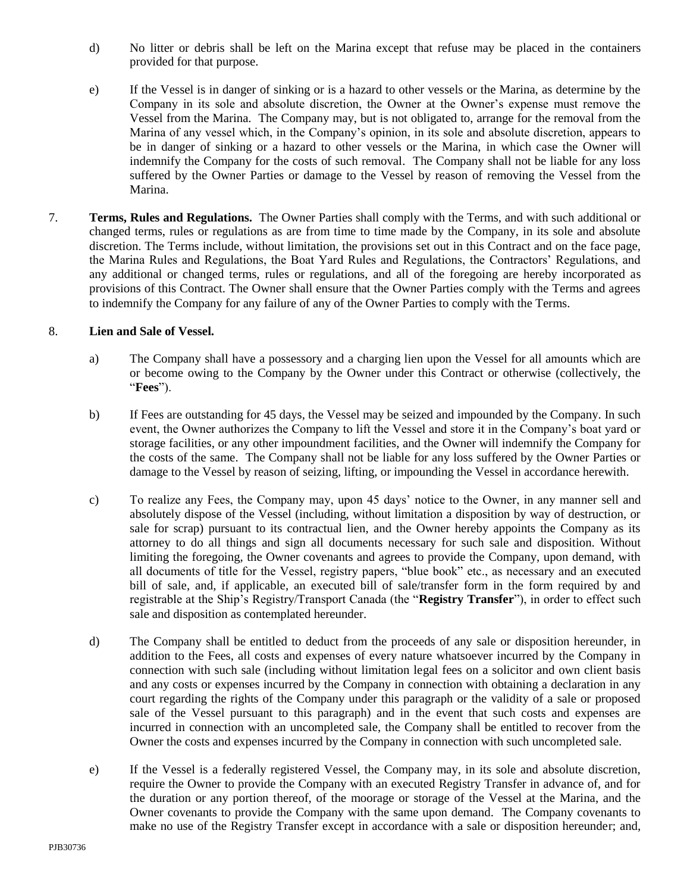d) No litter or debris shall be left on the Marina except that refuse may be placed in the containers provided for that purpose.

e) If the Vessel is in danger of sinking or is a hazard to other vessels or the Marina, as determine by the Company in its sole and absolute discretion, the Owner at the Owner's expense must remove the Vessel from the Marina. The Company may, but is not obligated to, arrange for the removal from the Marina of any vessel which, in the Company's opinion, in its sole and absolute discretion, appears to be in danger of sinking or a hazard to other vessels or the Marina, in which case the Owner will indemnify the Company for the costs of such removal. The Company shall not be liable for any loss suffered by the Owner Parties or damage to the Vessel by reason of removing the Vessel from the Marina.

7. **Terms, Rules and Regulations.** The Owner Parties shall comply with the Terms, and with such additional or changed terms, rules or regulations as are from time to time made by the Company, in its sole and absolute discretion. The Terms include, without limitation, the provisions set out in this Contract and on the face page, the Marina Rules and Regulations, the Boat Yard Rules and Regulations, the Contractors' Regulations, and any additional or changed terms, rules or regulations, and all of the foregoing are hereby incorporated as provisions of this Contract. The Owner shall ensure that the Owner Parties comply with the Terms and agrees to indemnify the Company for any failure of any of the Owner Parties to comply with the Terms.

8. **Lien and Sale of Vessel.**

a) The Company shall have a possessory and a charging lien upon the Vessel for all amounts which are or become owing to the Company by the Owner under this Contract or otherwise (collectively, the "**Fees**").

b) If Fees are outstanding for 45 days, the Vessel may be seized and impounded by the Company. In such event, the Owner authorizes the Company to lift the Vessel and store it in the Company's boat yard or storage facilities, or any other impoundment facilities, and the Owner will indemnify the Company for the costs of the same. The Company shall not be liable for any loss suffered by the Owner Parties or damage to the Vessel by reason of seizing, lifting, or impounding the Vessel in accordance herewith.

c) To realize any Fees, the Company may, upon 45 days' notice to the Owner, in any manner sell and absolutely dispose of the Vessel (including, without limitation a disposition by way of destruction, or sale for scrap) pursuant to its contractual lien, and the Owner hereby appoints the Company as its attorney to do all things and sign all documents necessary for such sale and disposition. Without limiting the foregoing, the Owner covenants and agrees to provide the Company, upon demand, with all documents of title for the Vessel, registry papers, "blue book" etc., as necessary and an executed bill of sale, and, if applicable, an executed bill of sale/transfer form in the form required by and registrable at the Ship's Registry/Transport Canada (the "**Registry Transfer**"), in order to effect such sale and disposition as contemplated hereunder.

d) The Company shall be entitled to deduct from the proceeds of any sale or disposition hereunder, in addition to the Fees, all costs and expenses of every nature whatsoever incurred by the Company in connection with such sale (including without limitation legal fees on a solicitor and own client basis and any costs or expenses incurred by the Company in connection with obtaining a declaration in any court regarding the rights of the Company under this paragraph or the validity of a sale or proposed sale of the Vessel pursuant to this paragraph) and in the event that such costs and expenses are incurred in connection with an uncompleted sale, the Company shall be entitled to recover from the Owner the costs and expenses incurred by the Company in connection with such uncompleted sale.

e) If the Vessel is a federally registered Vessel, the Company may, in its sole and absolute discretion, require the Owner to provide the Company with an executed Registry Transfer in advance of, and for the duration or any portion thereof, of the moorage or storage of the Vessel at the Marina, and the Owner covenants to provide the Company with the same upon demand. The Company covenants to make no use of the Registry Transfer except in accordance with a sale or disposition hereunder; and,

PJB30736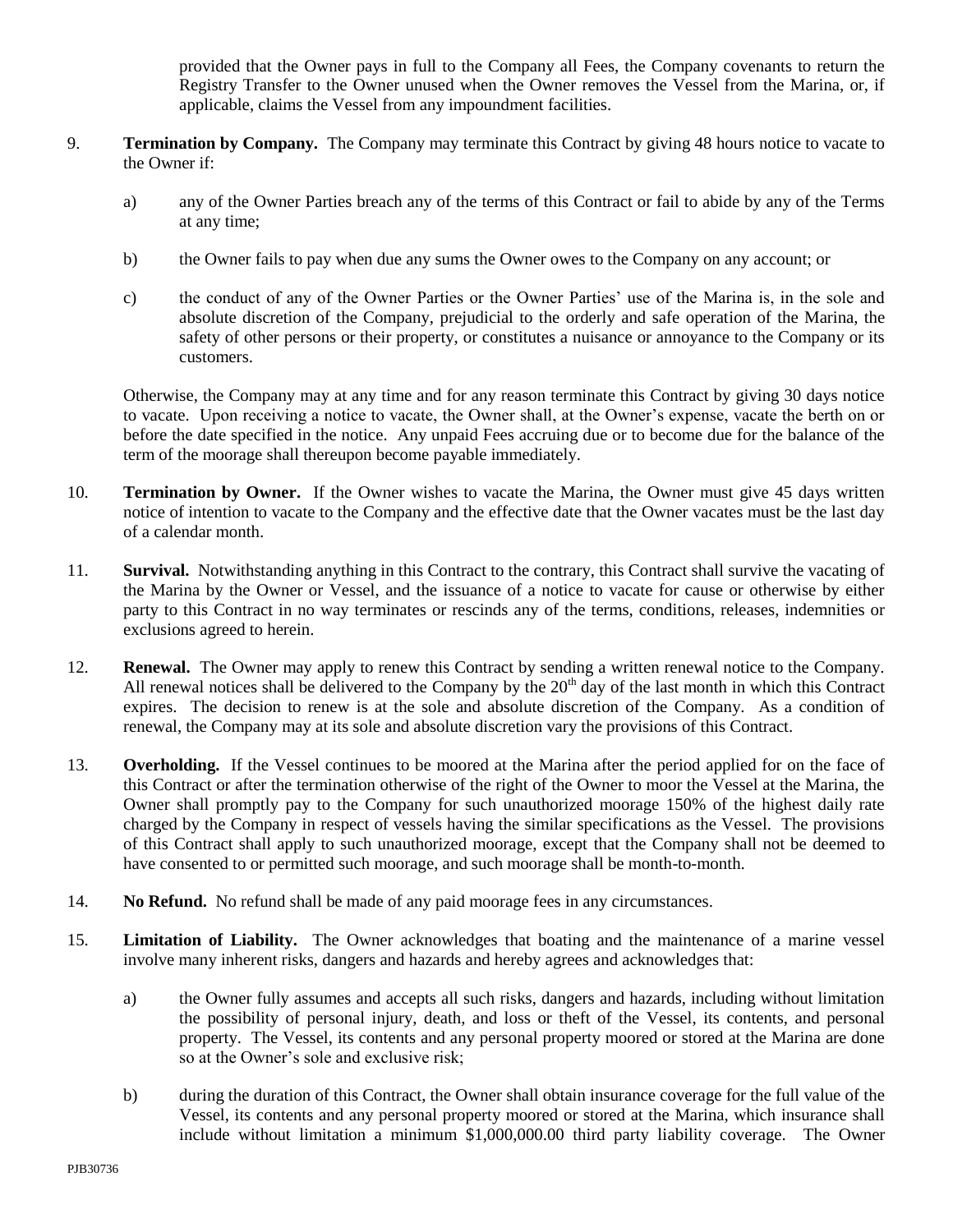provided that the Owner pays in full to the Company all Fees, the Company covenants to return the Registry Transfer to the Owner unused when the Owner removes the Vessel from the Marina, or, if applicable, claims the Vessel from any impoundment facilities.

9. **Termination by Company.** The Company may terminate this Contract by giving 48 hours notice to vacate to the Owner if:

   a) any of the Owner Parties breach any of the terms of this Contract or fail to abide by any of the Terms at any time;

   b) the Owner fails to pay when due any sums the Owner owes to the Company on any account; or

   c) the conduct of any of the Owner Parties or the Owner Parties' use of the Marina is, in the sole and absolute discretion of the Company, prejudicial to the orderly and safe operation of the Marina, the safety of other persons or their property, or constitutes a nuisance or annoyance to the Company or its customers.

   Otherwise, the Company may at any time and for any reason terminate this Contract by giving 30 days notice to vacate. Upon receiving a notice to vacate, the Owner shall, at the Owner's expense, vacate the berth on or before the date specified in the notice. Any unpaid Fees accruing due or to become due for the balance of the term of the moorage shall thereupon become payable immediately.

10. **Termination by Owner.** If the Owner wishes to vacate the Marina, the Owner must give 45 days written notice of intention to vacate to the Company and the effective date that the Owner vacates must be the last day of a calendar month.

11. **Survival.** Notwithstanding anything in this Contract to the contrary, this Contract shall survive the vacating of the Marina by the Owner or Vessel, and the issuance of a notice to vacate for cause or otherwise by either party to this Contract in no way terminates or rescinds any of the terms, conditions, releases, indemnities or exclusions agreed to herein.

12. **Renewal.** The Owner may apply to renew this Contract by sending a written renewal notice to the Company. All renewal notices shall be delivered to the Company by the 20th day of the last month in which this Contract expires. The decision to renew is at the sole and absolute discretion of the Company. As a condition of renewal, the Company may at its sole and absolute discretion vary the provisions of this Contract.

13. **Overholding.** If the Vessel continues to be moored at the Marina after the period applied for on the face of this Contract or after the termination otherwise of the right of the Owner to moor the Vessel at the Marina, the Owner shall promptly pay to the Company for such unauthorized moorage 150% of the highest daily rate charged by the Company in respect of vessels having the similar specifications as the Vessel. The provisions of this Contract shall apply to such unauthorized moorage, except that the Company shall not be deemed to have consented to or permitted such moorage, and such moorage shall be month-to-month.

14. **No Refund.** No refund shall be made of any paid moorage fees in any circumstances.

15. **Limitation of Liability.** The Owner acknowledges that boating and the maintenance of a marine vessel involve many inherent risks, dangers and hazards and hereby agrees and acknowledges that:

   a) the Owner fully assumes and accepts all such risks, dangers and hazards, including without limitation the possibility of personal injury, death, and loss or theft of the Vessel, its contents, and personal property. The Vessel, its contents and any personal property moored or stored at the Marina are done so at the Owner's sole and exclusive risk;

   b) during the duration of this Contract, the Owner shall obtain insurance coverage for the full value of the Vessel, its contents and any personal property moored or stored at the Marina, which insurance shall include without limitation a minimum $1,000,000.00 third party liability coverage. The Owner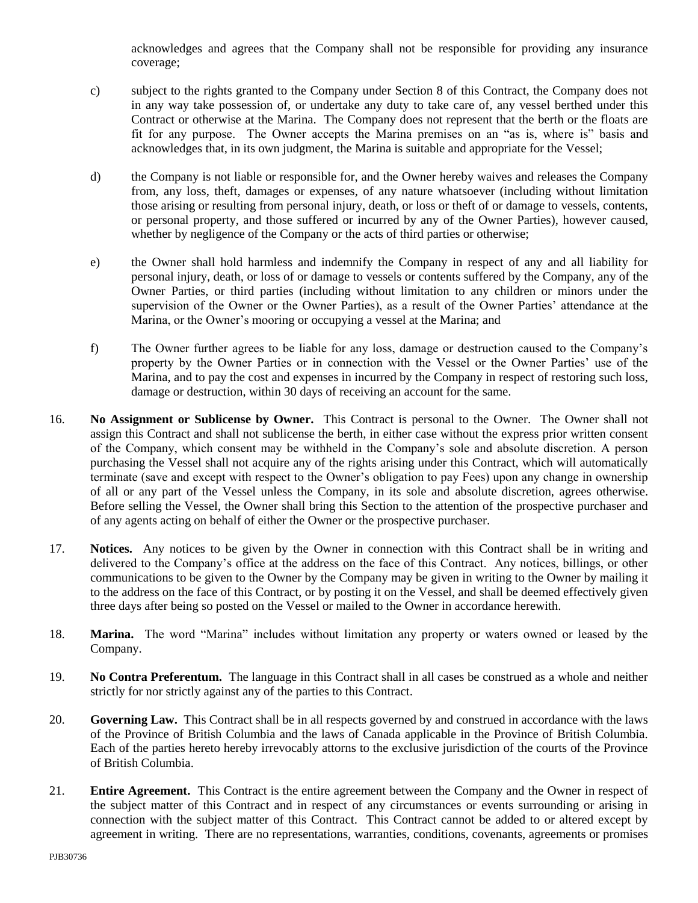acknowledges and agrees that the Company shall not be responsible for providing any insurance coverage;

c) subject to the rights granted to the Company under Section 8 of this Contract, the Company does not in any way take possession of, or undertake any duty to take care of, any vessel berthed under this Contract or otherwise at the Marina. The Company does not represent that the berth or the floats are fit for any purpose. The Owner accepts the Marina premises on an "as is, where is" basis and acknowledges that, in its own judgment, the Marina is suitable and appropriate for the Vessel;

d) the Company is not liable or responsible for, and the Owner hereby waives and releases the Company from, any loss, theft, damages or expenses, of any nature whatsoever (including without limitation those arising or resulting from personal injury, death, or loss or theft of or damage to vessels, contents, or personal property, and those suffered or incurred by any of the Owner Parties), however caused, whether by negligence of the Company or the acts of third parties or otherwise;

e) the Owner shall hold harmless and indemnify the Company in respect of any and all liability for personal injury, death, or loss of or damage to vessels or contents suffered by the Company, any of the Owner Parties, or third parties (including without limitation to any children or minors under the supervision of the Owner or the Owner Parties), as a result of the Owner Parties' attendance at the Marina, or the Owner's mooring or occupying a vessel at the Marina; and

f) The Owner further agrees to be liable for any loss, damage or destruction caused to the Company's property by the Owner Parties or in connection with the Vessel or the Owner Parties' use of the Marina, and to pay the cost and expenses in incurred by the Company in respect of restoring such loss, damage or destruction, within 30 days of receiving an account for the same.

16. **No Assignment or Sublicense by Owner.** This Contract is personal to the Owner. The Owner shall not assign this Contract and shall not sublicense the berth, in either case without the express prior written consent of the Company, which consent may be withheld in the Company's sole and absolute discretion. A person purchasing the Vessel shall not acquire any of the rights arising under this Contract, which will automatically terminate (save and except with respect to the Owner's obligation to pay Fees) upon any change in ownership of all or any part of the Vessel unless the Company, in its sole and absolute discretion, agrees otherwise. Before selling the Vessel, the Owner shall bring this Section to the attention of the prospective purchaser and of any agents acting on behalf of either the Owner or the prospective purchaser.

17. **Notices.** Any notices to be given by the Owner in connection with this Contract shall be in writing and delivered to the Company's office at the address on the face of this Contract. Any notices, billings, or other communications to be given to the Owner by the Company may be given in writing to the Owner by mailing it to the address on the face of this Contract, or by posting it on the Vessel, and shall be deemed effectively given three days after being so posted on the Vessel or mailed to the Owner in accordance herewith.

18. **Marina.** The word "Marina" includes without limitation any property or waters owned or leased by the Company.

19. **No Contra Preferentum.** The language in this Contract shall in all cases be construed as a whole and neither strictly for nor strictly against any of the parties to this Contract.

20. **Governing Law.** This Contract shall be in all respects governed by and construed in accordance with the laws of the Province of British Columbia and the laws of Canada applicable in the Province of British Columbia. Each of the parties hereto hereby irrevocably attorns to the exclusive jurisdiction of the courts of the Province of British Columbia.

21. **Entire Agreement.** This Contract is the entire agreement between the Company and the Owner in respect of the subject matter of this Contract and in respect of any circumstances or events surrounding or arising in connection with the subject matter of this Contract. This Contract cannot be added to or altered except by agreement in writing. There are no representations, warranties, conditions, covenants, agreements or promises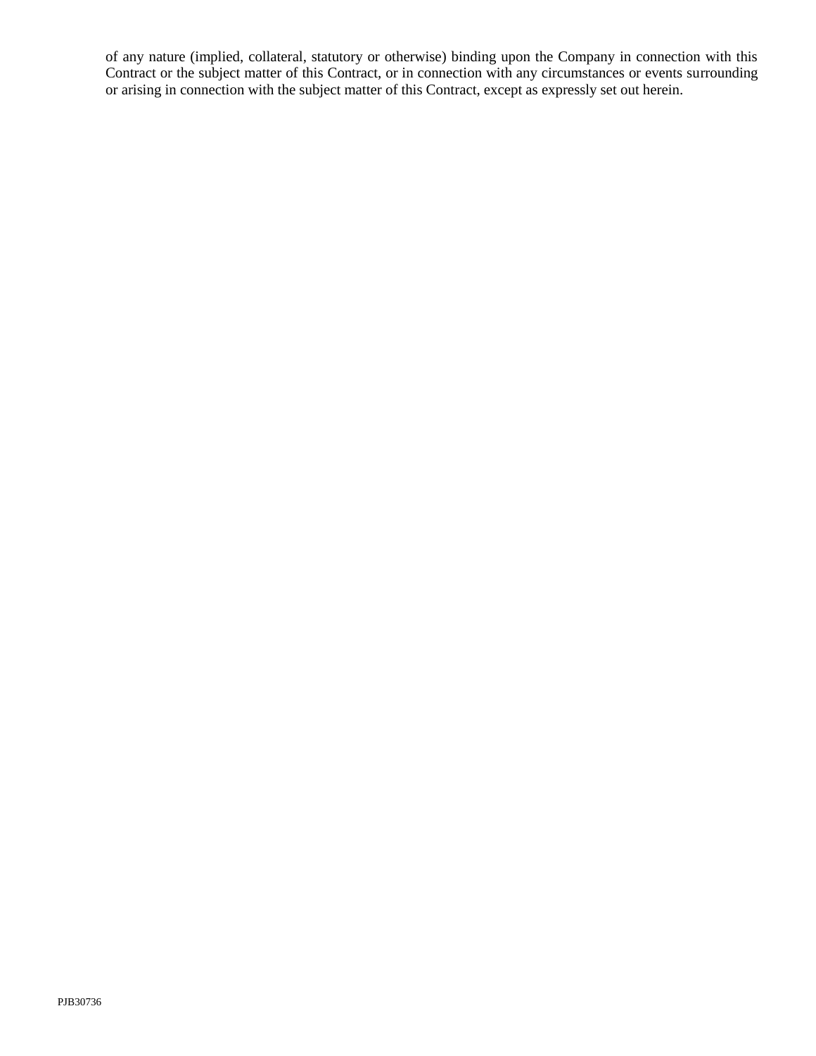of any nature (implied, collateral, statutory or otherwise) binding upon the Company in connection with this Contract or the subject matter of this Contract, or in connection with any circumstances or events surrounding or arising in connection with the subject matter of this Contract, except as expressly set out herein.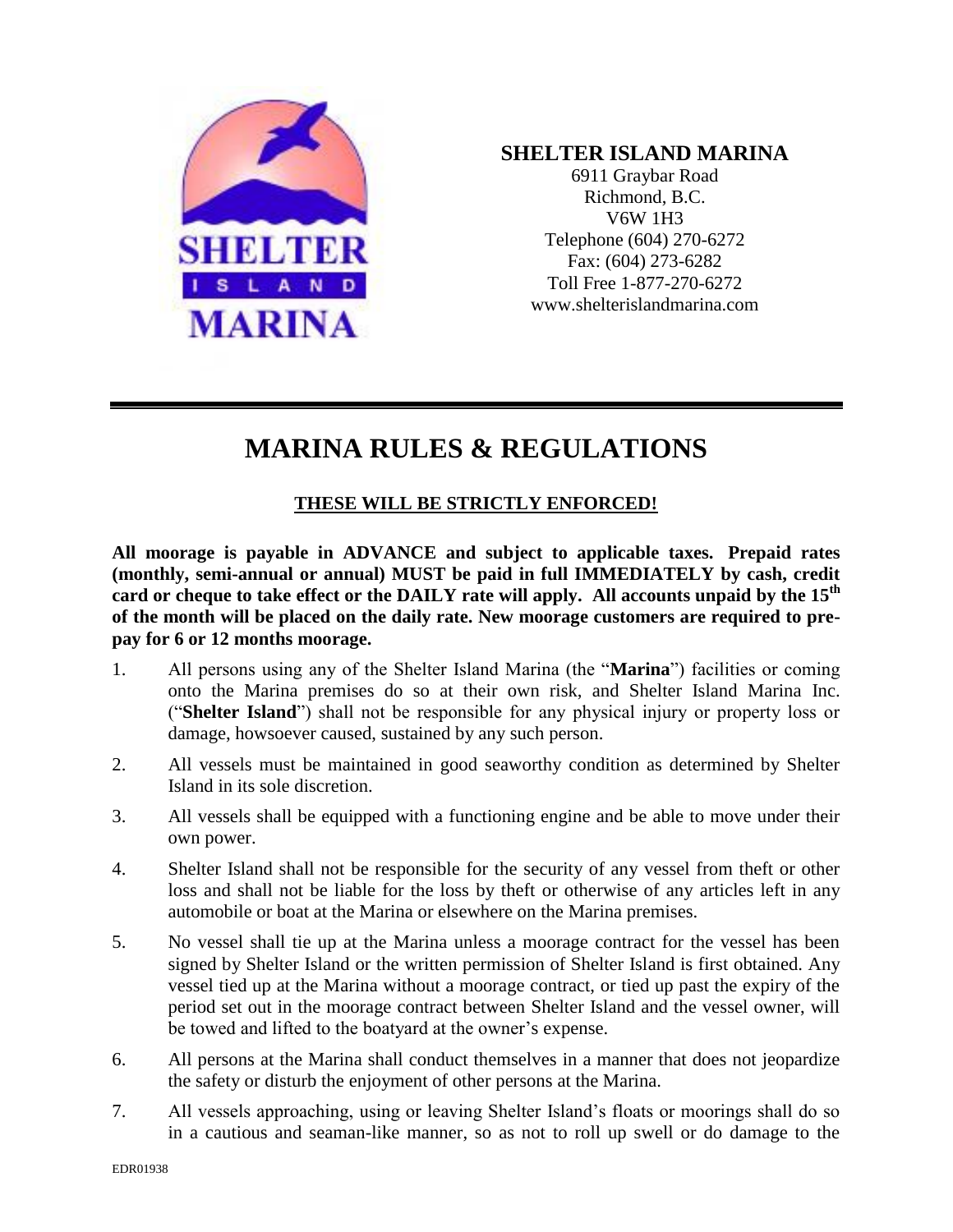**SHELTER ISLAND MARINA**
6911 Graybar Road
Richmond, B.C.
V6W 1H3
Telephone (604) 270-6272
Fax: (604) 273-6282
Toll Free 1-877-270-6272
www.shelterislandmarina.com

# MARINA RULES & REGULATIONS

**THESE WILL BE STRICTLY ENFORCED!**

**All moorage is payable in ADVANCE and subject to applicable taxes. Prepaid rates (monthly, semi-annual or annual) MUST be paid in full IMMEDIATELY by cash, credit card or cheque to take effect or the DAILY rate will apply. All accounts unpaid by the 15th of the month will be placed on the daily rate. New moorage customers are required to pre-pay for 6 or 12 months moorage.**

1. All persons using any of the Shelter Island Marina (the "**Marina**") facilities or coming onto the Marina premises do so at their own risk, and Shelter Island Marina Inc. ("**Shelter Island**") shall not be responsible for any physical injury or property loss or damage, howsoever caused, sustained by any such person.
2. All vessels must be maintained in good seaworthy condition as determined by Shelter Island in its sole discretion.
3. All vessels shall be equipped with a functioning engine and be able to move under their own power.
4. Shelter Island shall not be responsible for the security of any vessel from theft or other loss and shall not be liable for the loss by theft or otherwise of any articles left in any automobile or boat at the Marina or elsewhere on the Marina premises.
5. No vessel shall tie up at the Marina unless a moorage contract for the vessel has been signed by Shelter Island or the written permission of Shelter Island is first obtained. Any vessel tied up at the Marina without a moorage contract, or tied up past the expiry of the period set out in the moorage contract between Shelter Island and the vessel owner, will be towed and lifted to the boatyard at the owner's expense.
6. All persons at the Marina shall conduct themselves in a manner that does not jeopardize the safety or disturb the enjoyment of other persons at the Marina.
7. All vessels approaching, using or leaving Shelter Island's floats or moorings shall do so in a cautious and seaman-like manner, so as not to roll up swell or do damage to the

EDR01938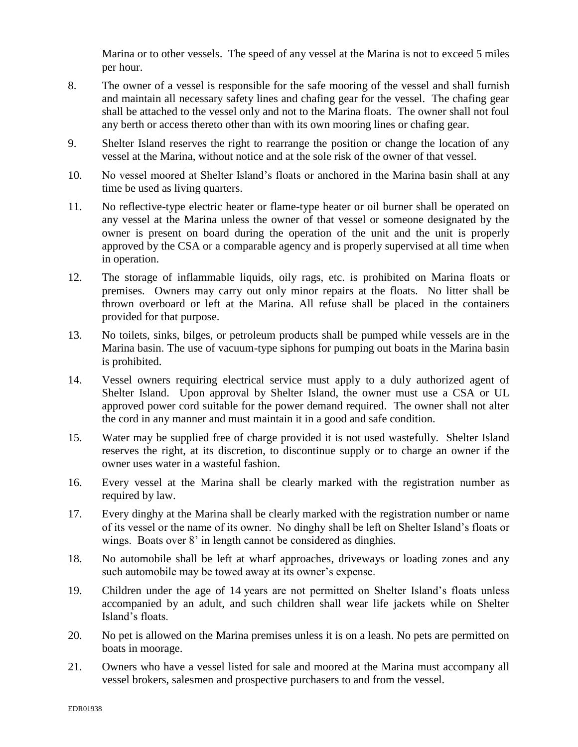Marina or to other vessels. The speed of any vessel at the Marina is not to exceed 5 miles per hour.

8. The owner of a vessel is responsible for the safe mooring of the vessel and shall furnish and maintain all necessary safety lines and chafing gear for the vessel. The chafing gear shall be attached to the vessel only and not to the Marina floats. The owner shall not foul any berth or access thereto other than with its own mooring lines or chafing gear.

9. Shelter Island reserves the right to rearrange the position or change the location of any vessel at the Marina, without notice and at the sole risk of the owner of that vessel.

10. No vessel moored at Shelter Island's floats or anchored in the Marina basin shall at any time be used as living quarters.

11. No reflective-type electric heater or flame-type heater or oil burner shall be operated on any vessel at the Marina unless the owner of that vessel or someone designated by the owner is present on board during the operation of the unit and the unit is properly approved by the CSA or a comparable agency and is properly supervised at all time when in operation.

12. The storage of inflammable liquids, oily rags, etc. is prohibited on Marina floats or premises. Owners may carry out only minor repairs at the floats. No litter shall be thrown overboard or left at the Marina. All refuse shall be placed in the containers provided for that purpose.

13. No toilets, sinks, bilges, or petroleum products shall be pumped while vessels are in the Marina basin. The use of vacuum-type siphons for pumping out boats in the Marina basin is prohibited.

14. Vessel owners requiring electrical service must apply to a duly authorized agent of Shelter Island. Upon approval by Shelter Island, the owner must use a CSA or UL approved power cord suitable for the power demand required. The owner shall not alter the cord in any manner and must maintain it in a good and safe condition.

15. Water may be supplied free of charge provided it is not used wastefully. Shelter Island reserves the right, at its discretion, to discontinue supply or to charge an owner if the owner uses water in a wasteful fashion.

16. Every vessel at the Marina shall be clearly marked with the registration number as required by law.

17. Every dinghy at the Marina shall be clearly marked with the registration number or name of its vessel or the name of its owner. No dinghy shall be left on Shelter Island's floats or wings. Boats over 8' in length cannot be considered as dinghies.

18. No automobile shall be left at wharf approaches, driveways or loading zones and any such automobile may be towed away at its owner's expense.

19. Children under the age of 14 years are not permitted on Shelter Island's floats unless accompanied by an adult, and such children shall wear life jackets while on Shelter Island's floats.

20. No pet is allowed on the Marina premises unless it is on a leash. No pets are permitted on boats in moorage.

21. Owners who have a vessel listed for sale and moored at the Marina must accompany all vessel brokers, salesmen and prospective purchasers to and from the vessel.

EDR01938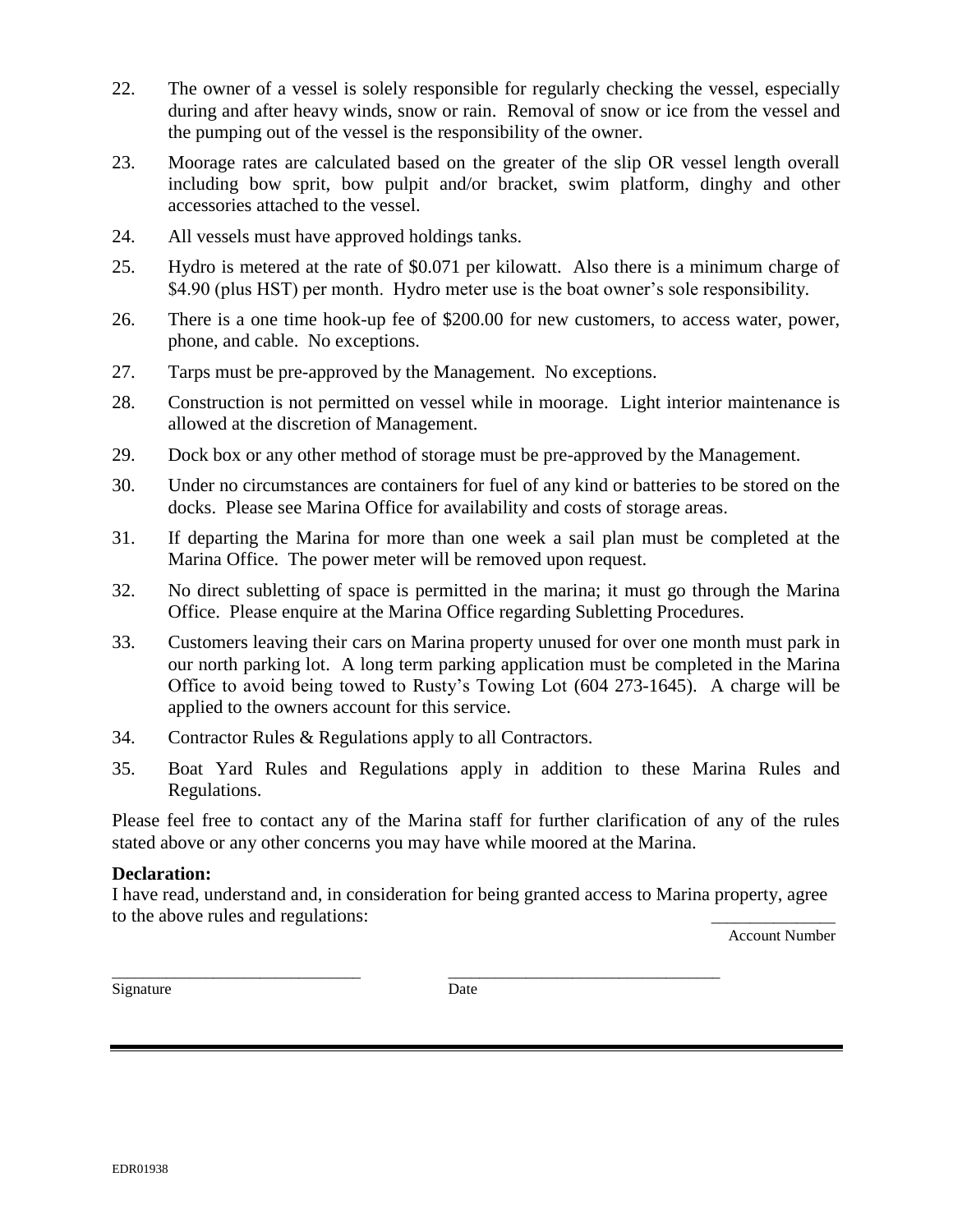22. The owner of a vessel is solely responsible for regularly checking the vessel, especially during and after heavy winds, snow or rain. Removal of snow or ice from the vessel and the pumping out of the vessel is the responsibility of the owner.

23. Moorage rates are calculated based on the greater of the slip OR vessel length overall including bow sprit, bow pulpit and/or bracket, swim platform, dinghy and other accessories attached to the vessel.

24. All vessels must have approved holdings tanks.

25. Hydro is metered at the rate of $0.071 per kilowatt. Also there is a minimum charge of $4.90 (plus HST) per month. Hydro meter use is the boat owner's sole responsibility.

26. There is a one time hook-up fee of $200.00 for new customers, to access water, power, phone, and cable. No exceptions.

27. Tarps must be pre-approved by the Management. No exceptions.

28. Construction is not permitted on vessel while in moorage. Light interior maintenance is allowed at the discretion of Management.

29. Dock box or any other method of storage must be pre-approved by the Management.

30. Under no circumstances are containers for fuel of any kind or batteries to be stored on the docks. Please see Marina Office for availability and costs of storage areas.

31. If departing the Marina for more than one week a sail plan must be completed at the Marina Office. The power meter will be removed upon request.

32. No direct subletting of space is permitted in the marina; it must go through the Marina Office. Please enquire at the Marina Office regarding Subletting Procedures.

33. Customers leaving their cars on Marina property unused for over one month must park in our north parking lot. A long term parking application must be completed in the Marina Office to avoid being towed to Rusty's Towing Lot (604 273-1645). A charge will be applied to the owners account for this service.

34. Contractor Rules & Regulations apply to all Contractors.

35. Boat Yard Rules and Regulations apply in addition to these Marina Rules and Regulations.

Please feel free to contact any of the Marina staff for further clarification of any of the rules stated above or any other concerns you may have while moored at the Marina.

**Declaration:**

I have read, understand and, in consideration for being granted access to Marina property, agree to the above rules and regulations:

_______________
Account Number

______________________________ ______________________________
Signature Date

EDR01938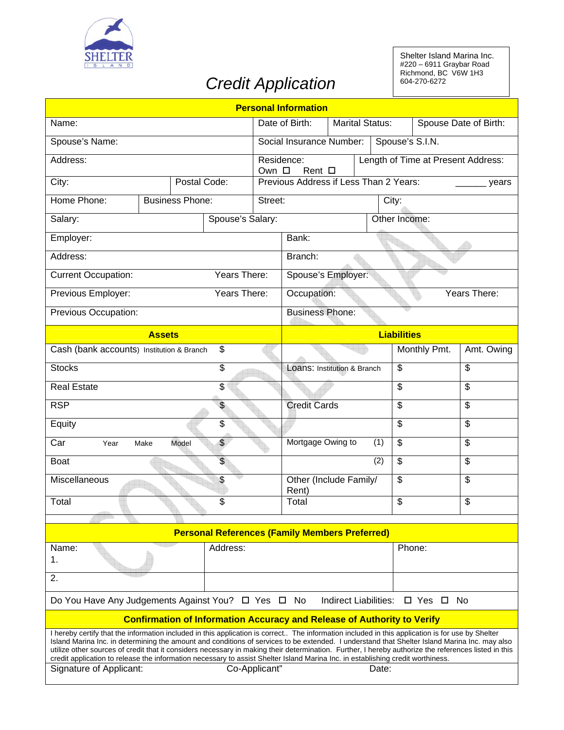SHELTER ISLAND

Shelter Island Marina Inc.
#220 – 6911 Graybar Road
Richmond, BC V6W 1H3
604-270-6272

# *Credit Application*

**Personal Information**

| | | | |
|---|---|---|---|
| Name: | Date of Birth: | Marital Status: | Spouse Date of Birth: |
| Spouse's Name: | Social Insurance Number: | Spouse's S.I.N. | |
| Address: | Residence: Own ☐ Rent ☐ | Length of Time at Present Address: | |
| City: Postal Code: | Previous Address if Less Than 2 Years: ______ years | | |
| Home Phone: Business Phone: | Street: | City: | |
| Salary: | Spouse's Salary: | Other Income: | |

| | |
|---|---|
| Employer: | Bank: |
| Address: | Branch: |
| Current Occupation: Years There: | Spouse's Employer: |
| Previous Employer: Years There: | Occupation: Years There: |
| Previous Occupation: | Business Phone: |

| **Assets** | | **Liabilities** | | |
|---|---|---|---|---|
| Cash (bank accounts) Institution & Branch | $ | | Monthly Pmt. | Amt. Owing |
| Stocks | $ | Loans: Institution & Branch | $ | $ |
| Real Estate | $ | | $ | $ |
| RSP | $ | Credit Cards | $ | $ |
| Equity | $ | | $ | $ |
| Car Year Make Model | $ | Mortgage Owing to (1) | $ | $ |
| Boat | $ | (2) | $ | $ |
| Miscellaneous | $ | Other (Include Family/ Rent) | $ | $ |
| Total | $ | Total | $ | $ |

**Personal References (Family Members Preferred)**

| Name: | Address: | Phone: |
|---|---|---|
| 1. | | |
| 2. | | |

Do You Have Any Judgements Against You? ☐ Yes ☐ No Indirect Liabilities: ☐ Yes ☐ No

**Confirmation of Information Accuracy and Release of Authority to Verify**

I hereby certify that the information included in this application is correct.. The information included in this application is for use by Shelter Island Marina Inc. in determining the amount and conditions of services to be extended. I understand that Shelter Island Marina Inc. may also utilize other sources of credit that it considers necessary in making their determination. Further, I hereby authorize the references listed in this credit application to release the information necessary to assist Shelter Island Marina Inc. in establishing credit worthiness.

Signature of Applicant: Co-Applicant" Date: